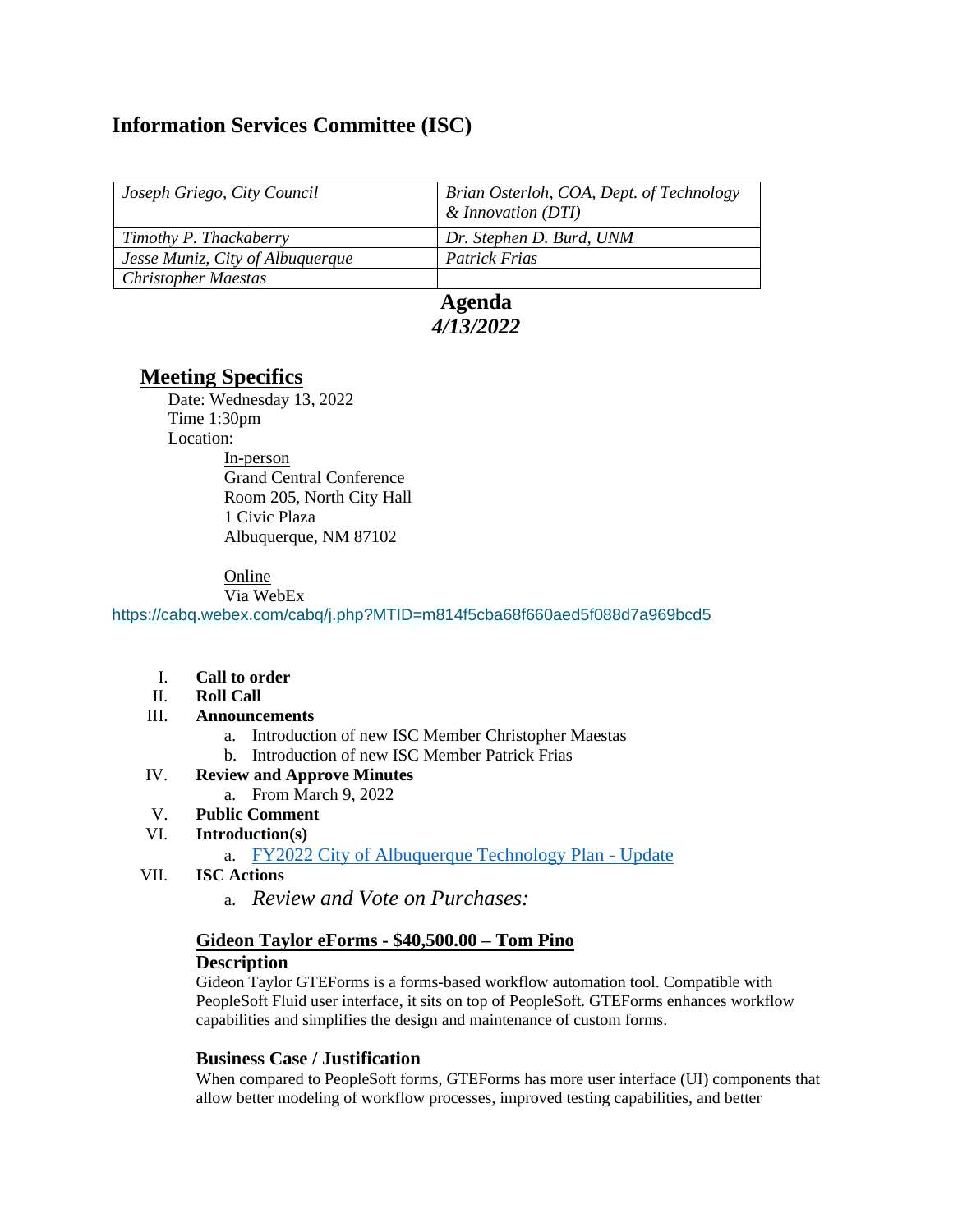# Information Services Committee (ISC)

| *Joseph Griego, City Council* | *Brian Osterloh, COA, Dept. of Technology & Innovation (DTI)* |
|---|---|
| *Timothy P. Thackaberry* | *Dr. Stephen D. Burd, UNM* |
| *Jesse Muniz, City of Albuquerque* | *Patrick Frias* |
| *Christopher Maestas* | |

**Agenda**
***4/13/2022***

## Meeting Specifics

Date: Wednesday 13, 2022
Time 1:30pm
Location:

In-person
Grand Central Conference
Room 205, North City Hall
1 Civic Plaza
Albuquerque, NM 87102

Online
Via WebEx
https://cabq.webex.com/cabq/j.php?MTID=m814f5cba68f660aed5f088d7a969bcd5

I. **Call to order**
II. **Roll Call**
III. **Announcements**
   a. Introduction of new ISC Member Christopher Maestas
   b. Introduction of new ISC Member Patrick Frias
IV. **Review and Approve Minutes**
   a. From March 9, 2022
V. **Public Comment**
VI. **Introduction(s)**
   a. FY2022 City of Albuquerque Technology Plan - Update
VII. **ISC Actions**
   a. *Review and Vote on Purchases:*

### Gideon Taylor eForms - $40,500.00 – Tom Pino

**Description**

Gideon Taylor GTEForms is a forms-based workflow automation tool. Compatible with PeopleSoft Fluid user interface, it sits on top of PeopleSoft. GTEForms enhances workflow capabilities and simplifies the design and maintenance of custom forms.

**Business Case / Justification**

When compared to PeopleSoft forms, GTEForms has more user interface (UI) components that allow better modeling of workflow processes, improved testing capabilities, and better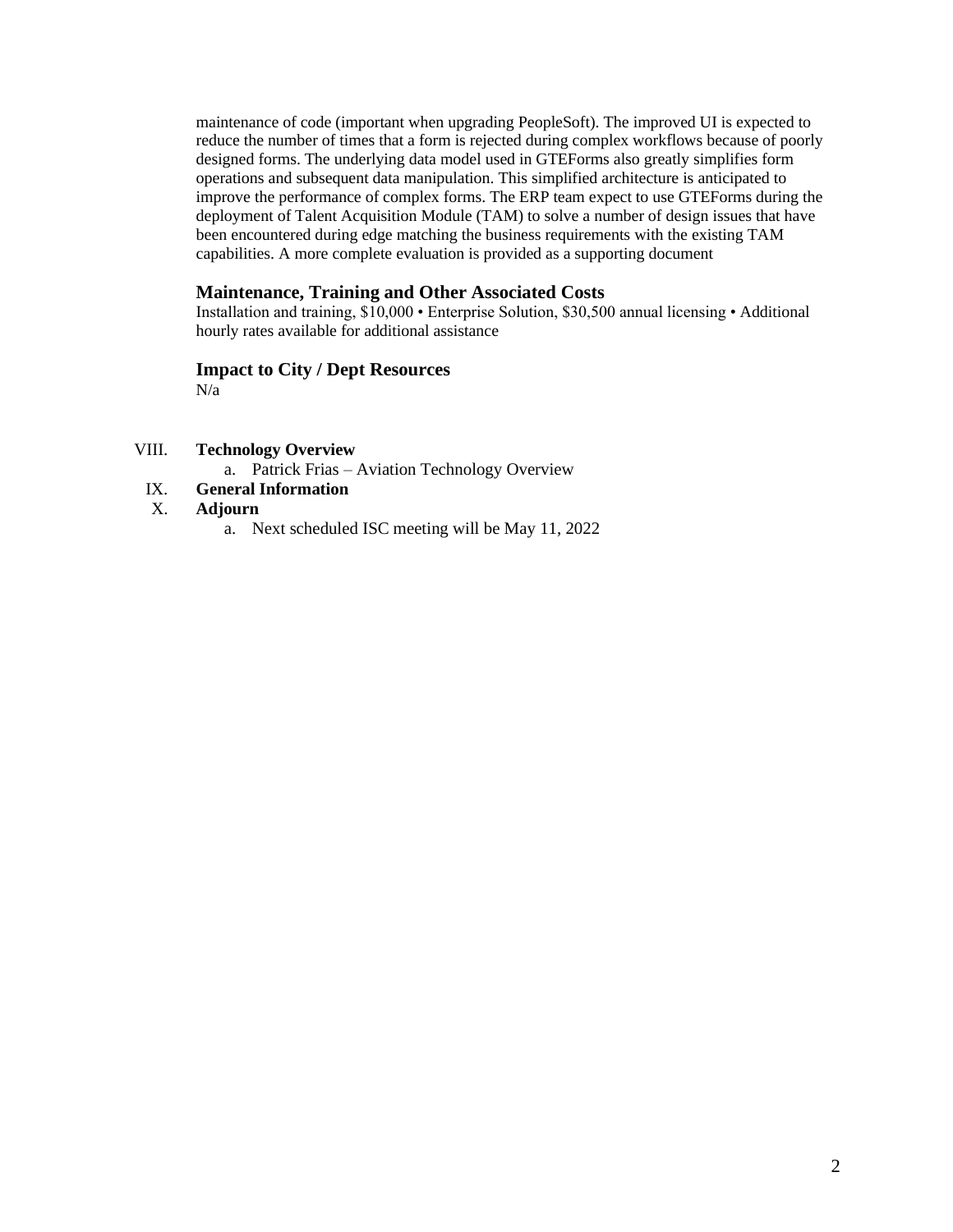maintenance of code (important when upgrading PeopleSoft). The improved UI is expected to reduce the number of times that a form is rejected during complex workflows because of poorly designed forms. The underlying data model used in GTEForms also greatly simplifies form operations and subsequent data manipulation. This simplified architecture is anticipated to improve the performance of complex forms. The ERP team expect to use GTEForms during the deployment of Talent Acquisition Module (TAM) to solve a number of design issues that have been encountered during edge matching the business requirements with the existing TAM capabilities. A more complete evaluation is provided as a supporting document

### Maintenance, Training and Other Associated Costs

Installation and training, $10,000 • Enterprise Solution, $30,500 annual licensing • Additional hourly rates available for additional assistance

### Impact to City / Dept Resources

N/a

VIII. **Technology Overview**
   a. Patrick Frias – Aviation Technology Overview

IX. **General Information**

X. **Adjourn**
   a. Next scheduled ISC meeting will be May 11, 2022